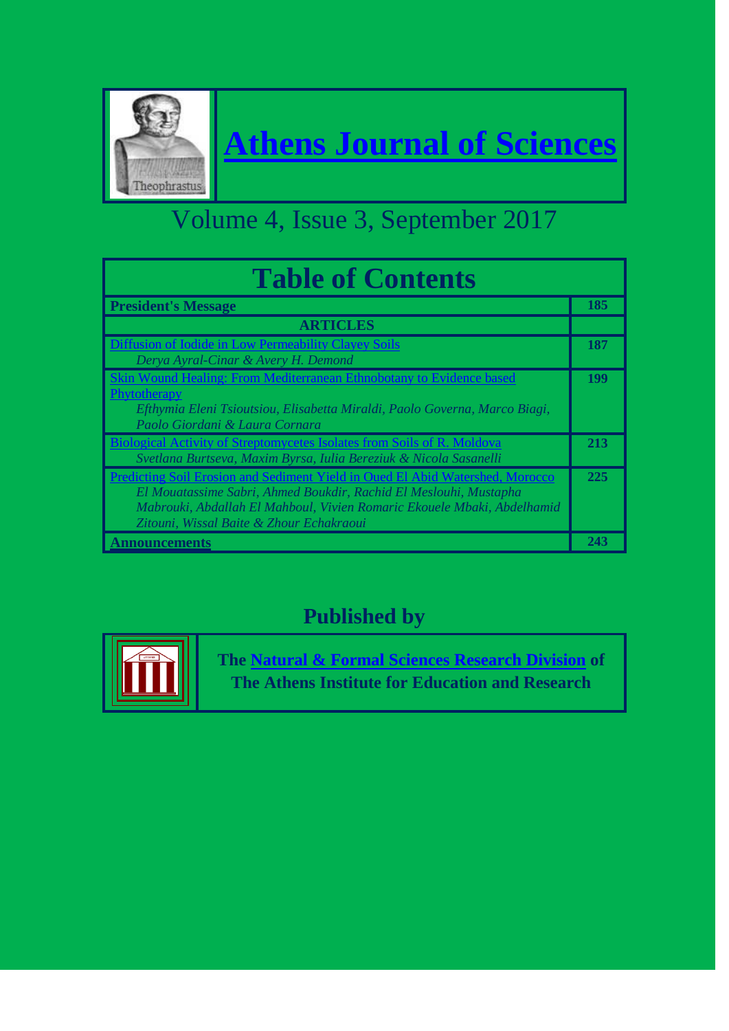# Athens Journal of Sciences

Volume 4, Issue 3, September 2017

## Table of Contents

| | |
|---|---|
| **President's Message** | **185** |
| **ARTICLES** | |
| Diffusion of Iodide in Low Permeability Clayey Soils<br>*Derya Ayral-Cinar & Avery H. Demond* | **187** |
| Skin Wound Healing: From Mediterranean Ethnobotany to Evidence based Phytotherapy<br>*Efthymia Eleni Tsioutsiou, Elisabetta Miraldi, Paolo Governa, Marco Biagi, Paolo Giordani & Laura Cornara* | **199** |
| Biological Activity of Streptomycetes Isolates from Soils of R. Moldova<br>*Svetlana Burtseva, Maxim Byrsa, Iulia Bereziuk & Nicola Sasanelli* | **213** |
| Predicting Soil Erosion and Sediment Yield in Oued El Abid Watershed, Morocco<br>*El Mouatassime Sabri, Ahmed Boukdir, Rachid El Meslouhi, Mustapha Mabrouki, Abdallah El Mahboul, Vivien Romaric Ekouele Mbaki, Abdelhamid Zitouni, Wissal Baite & Zhour Echakraoui* | **225** |
| **Announcements** | **243** |

## Published by

**The Natural & Formal Sciences Research Division of The Athens Institute for Education and Research**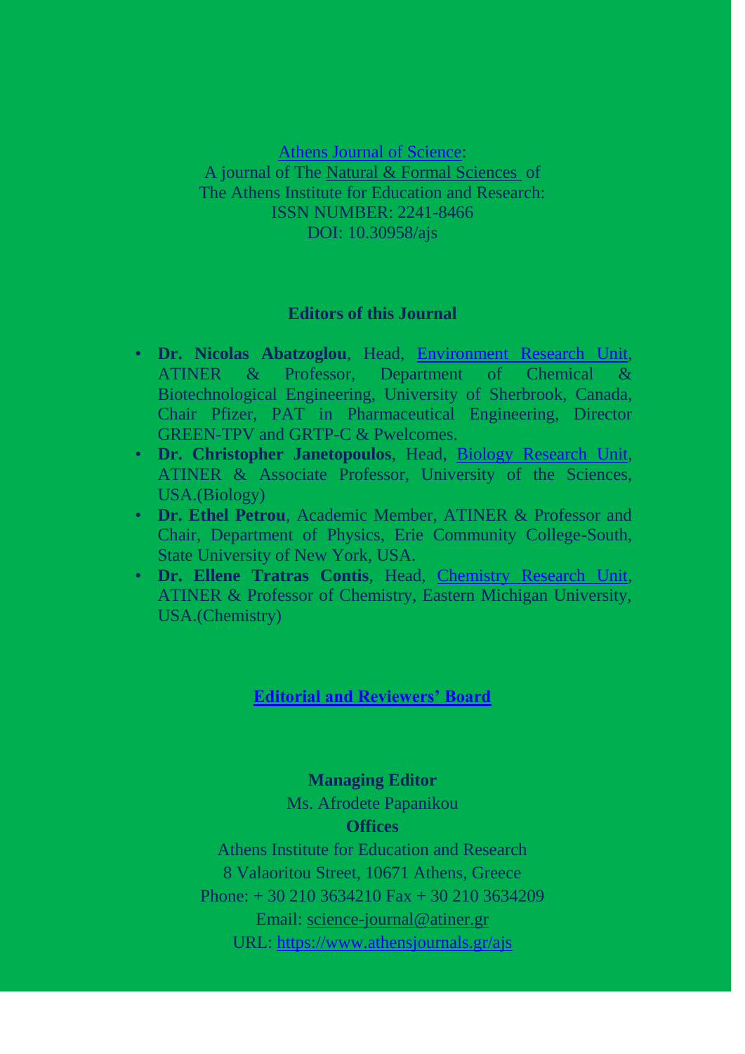Athens Journal of Science:
A journal of The Natural & Formal Sciences of
The Athens Institute for Education and Research:
ISSN NUMBER: 2241-8466
DOI: 10.30958/ajs

**Editors of this Journal**

- **Dr. Nicolas Abatzoglou**, Head, Environment Research Unit, ATINER & Professor, Department of Chemical & Biotechnological Engineering, University of Sherbrook, Canada, Chair Pfizer, PAT in Pharmaceutical Engineering, Director GREEN-TPV and GRTP-C & Pwelcomes.
- **Dr. Christopher Janetopoulos**, Head, Biology Research Unit, ATINER & Associate Professor, University of the Sciences, USA.(Biology)
- **Dr. Ethel Petrou**, Academic Member, ATINER & Professor and Chair, Department of Physics, Erie Community College-South, State University of New York, USA.
- **Dr. Ellene Tratras Contis**, Head, Chemistry Research Unit, ATINER & Professor of Chemistry, Eastern Michigan University, USA.(Chemistry)

**Editorial and Reviewers' Board**

**Managing Editor**

Ms. Afrodete Papanikou

**Offices**

Athens Institute for Education and Research
8 Valaoritou Street, 10671 Athens, Greece
Phone: + 30 210 3634210 Fax + 30 210 3634209
Email: science-journal@atiner.gr
URL: https://www.athensjournals.gr/ajs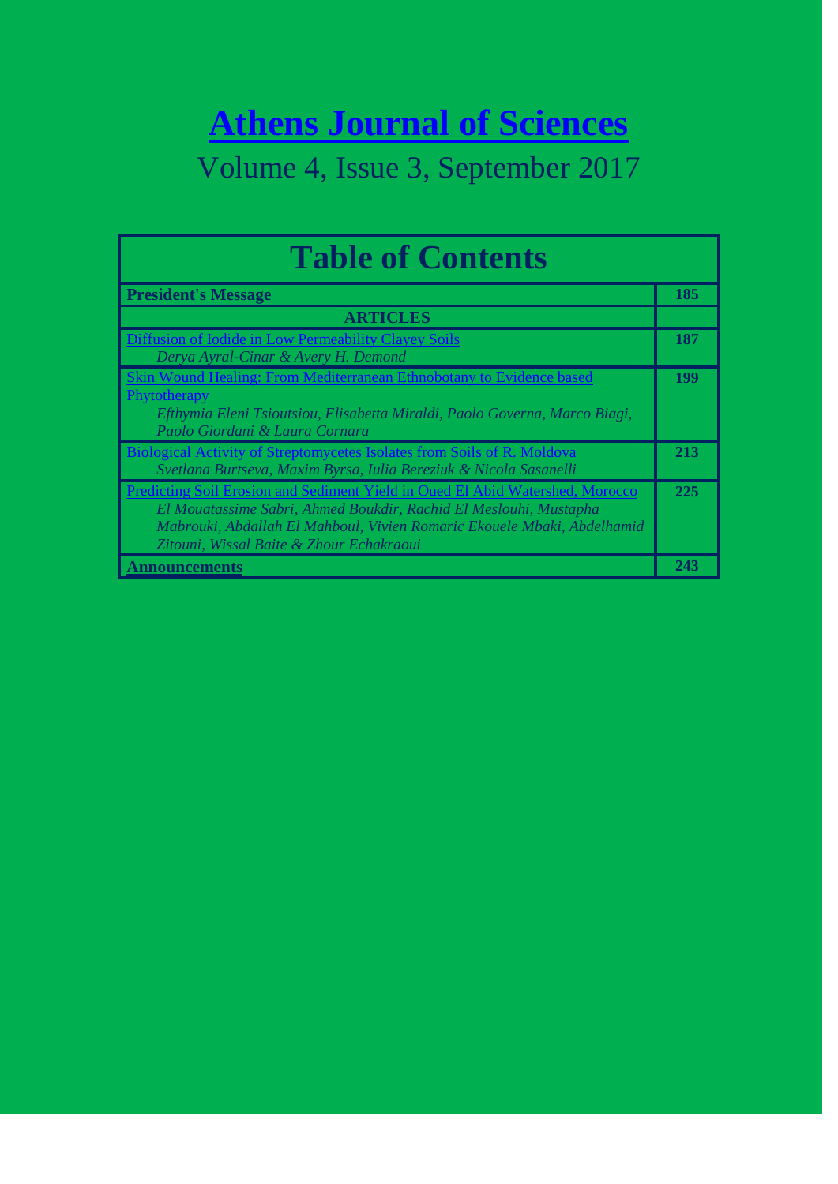# Athens Journal of Sciences

Volume 4, Issue 3, September 2017

## Table of Contents

| | |
|---|---|
| **President's Message** | **185** |
| **ARTICLES** | |
| Diffusion of Iodide in Low Permeability Clayey Soils<br>*Derya Ayral-Cinar & Avery H. Demond* | **187** |
| Skin Wound Healing: From Mediterranean Ethnobotany to Evidence based Phytotherapy<br>*Efthymia Eleni Tsioutsiou, Elisabetta Miraldi, Paolo Governa, Marco Biagi, Paolo Giordani & Laura Cornara* | **199** |
| Biological Activity of Streptomycetes Isolates from Soils of R. Moldova<br>*Svetlana Burtseva, Maxim Byrsa, Iulia Bereziuk & Nicola Sasanelli* | **213** |
| Predicting Soil Erosion and Sediment Yield in Oued El Abid Watershed, Morocco<br>*El Mouatassime Sabri, Ahmed Boukdir, Rachid El Meslouhi, Mustapha Mabrouki, Abdallah El Mahboul, Vivien Romaric Ekouele Mbaki, Abdelhamid Zitouni, Wissal Baite & Zhour Echakraoui* | **225** |
| **Announcements** | **243** |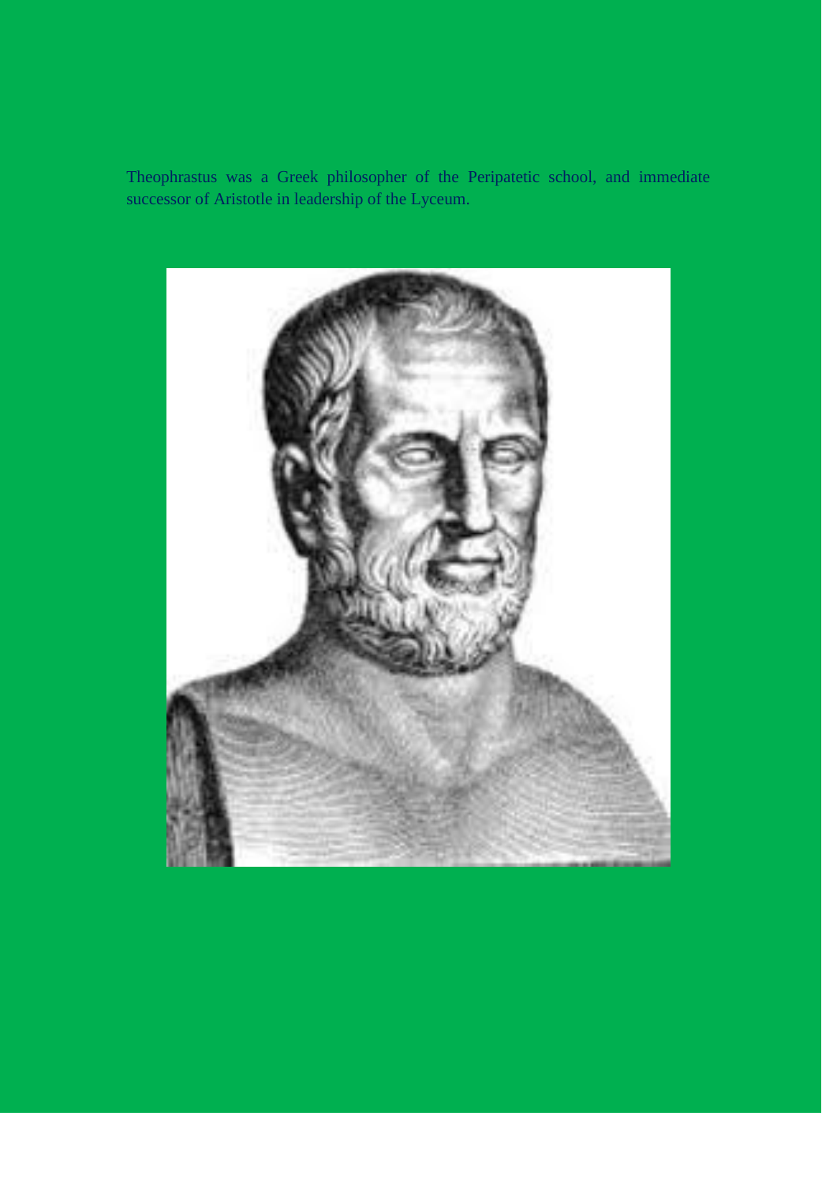Theophrastus was a Greek philosopher of the Peripatetic school, and immediate successor of Aristotle in leadership of the Lyceum.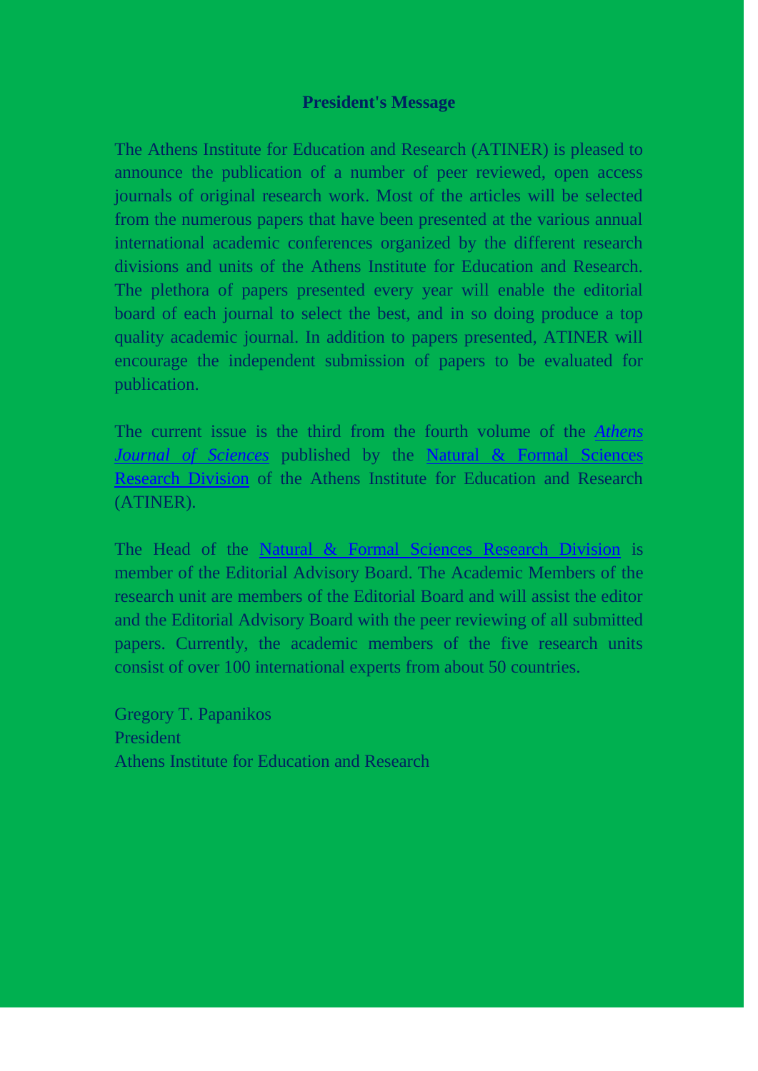## President's Message

The Athens Institute for Education and Research (ATINER) is pleased to announce the publication of a number of peer reviewed, open access journals of original research work. Most of the articles will be selected from the numerous papers that have been presented at the various annual international academic conferences organized by the different research divisions and units of the Athens Institute for Education and Research. The plethora of papers presented every year will enable the editorial board of each journal to select the best, and in so doing produce a top quality academic journal. In addition to papers presented, ATINER will encourage the independent submission of papers to be evaluated for publication.

The current issue is the third from the fourth volume of the *Athens Journal of Sciences* published by the Natural & Formal Sciences Research Division of the Athens Institute for Education and Research (ATINER).

The Head of the Natural & Formal Sciences Research Division is member of the Editorial Advisory Board. The Academic Members of the research unit are members of the Editorial Board and will assist the editor and the Editorial Advisory Board with the peer reviewing of all submitted papers. Currently, the academic members of the five research units consist of over 100 international experts from about 50 countries.

Gregory T. Papanikos
President
Athens Institute for Education and Research